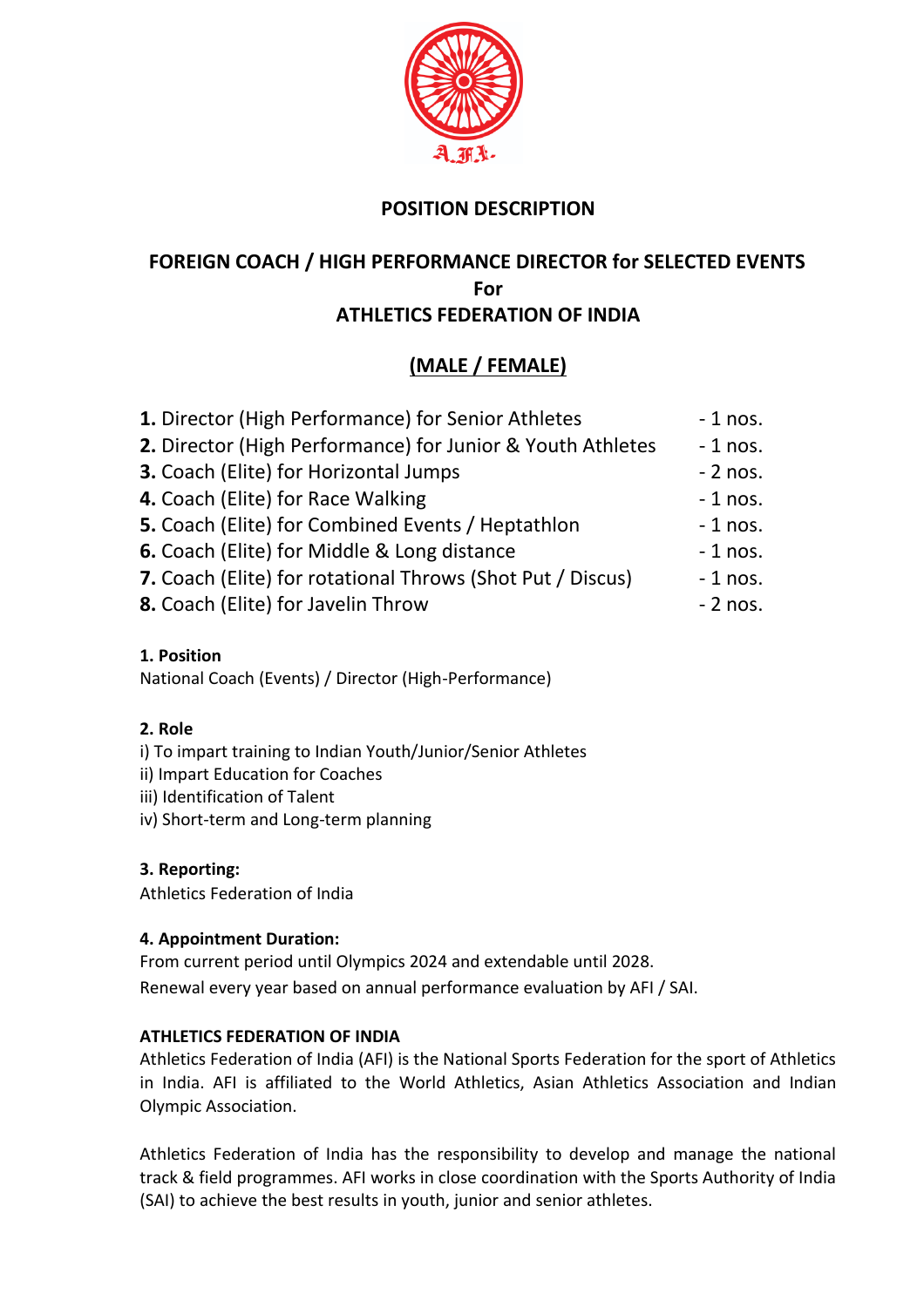A.F.I.

# POSITION DESCRIPTION

## FOREIGN COACH / HIGH PERFORMANCE DIRECTOR for SELECTED EVENTS For ATHLETICS FEDERATION OF INDIA

## (MALE / FEMALE)

**1.** Director (High Performance) for Senior Athletes - 1 nos.
**2.** Director (High Performance) for Junior & Youth Athletes - 1 nos.
**3.** Coach (Elite) for Horizontal Jumps - 2 nos.
**4.** Coach (Elite) for Race Walking - 1 nos.
**5.** Coach (Elite) for Combined Events / Heptathlon - 1 nos.
**6.** Coach (Elite) for Middle & Long distance - 1 nos.
**7.** Coach (Elite) for rotational Throws (Shot Put / Discus) - 1 nos.
**8.** Coach (Elite) for Javelin Throw - 2 nos.

**1. Position**
National Coach (Events) / Director (High-Performance)

**2. Role**
i) To impart training to Indian Youth/Junior/Senior Athletes
ii) Impart Education for Coaches
iii) Identification of Talent
iv) Short-term and Long-term planning

**3. Reporting:**
Athletics Federation of India

**4. Appointment Duration:**
From current period until Olympics 2024 and extendable until 2028.
Renewal every year based on annual performance evaluation by AFI / SAI.

**ATHLETICS FEDERATION OF INDIA**
Athletics Federation of India (AFI) is the National Sports Federation for the sport of Athletics in India. AFI is affiliated to the World Athletics, Asian Athletics Association and Indian Olympic Association.

Athletics Federation of India has the responsibility to develop and manage the national track & field programmes. AFI works in close coordination with the Sports Authority of India (SAI) to achieve the best results in youth, junior and senior athletes.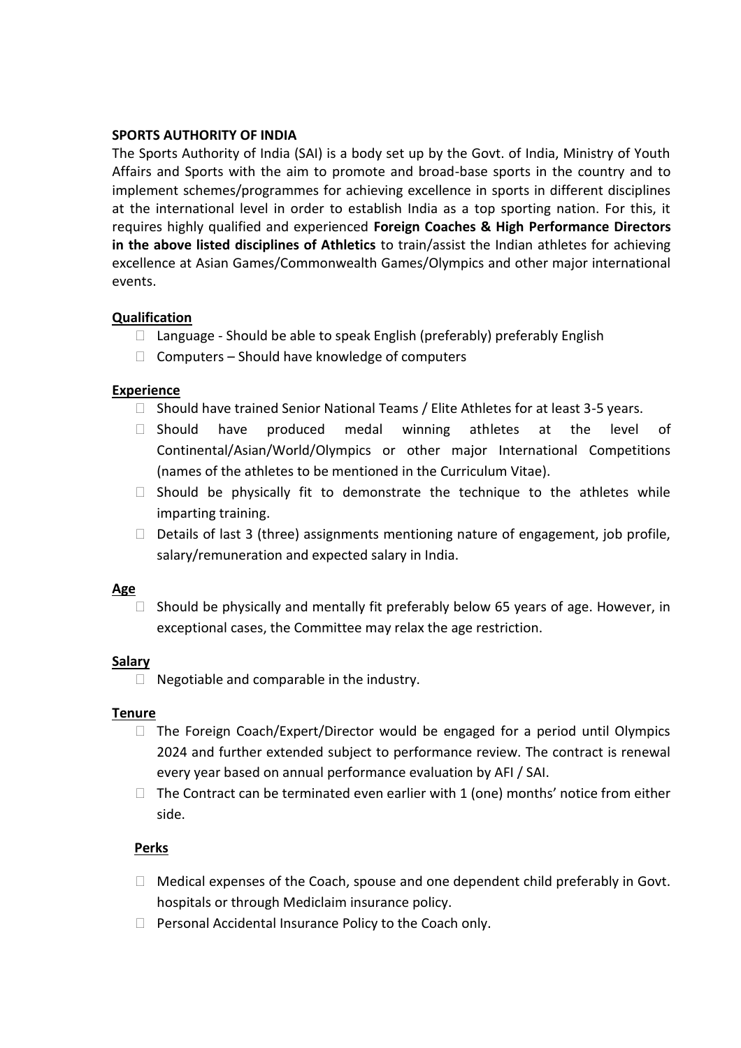**SPORTS AUTHORITY OF INDIA**

The Sports Authority of India (SAI) is a body set up by the Govt. of India, Ministry of Youth Affairs and Sports with the aim to promote and broad-base sports in the country and to implement schemes/programmes for achieving excellence in sports in different disciplines at the international level in order to establish India as a top sporting nation. For this, it requires highly qualified and experienced **Foreign Coaches & High Performance Directors in the above listed disciplines of Athletics** to train/assist the Indian athletes for achieving excellence at Asian Games/Commonwealth Games/Olympics and other major international events.

**Qualification**

- Language - Should be able to speak English (preferably) preferably English
- Computers – Should have knowledge of computers

**Experience**

- Should have trained Senior National Teams / Elite Athletes for at least 3-5 years.
- Should have produced medal winning athletes at the level of Continental/Asian/World/Olympics or other major International Competitions (names of the athletes to be mentioned in the Curriculum Vitae).
- Should be physically fit to demonstrate the technique to the athletes while imparting training.
- Details of last 3 (three) assignments mentioning nature of engagement, job profile, salary/remuneration and expected salary in India.

**Age**

- Should be physically and mentally fit preferably below 65 years of age. However, in exceptional cases, the Committee may relax the age restriction.

**Salary**

- Negotiable and comparable in the industry.

**Tenure**

- The Foreign Coach/Expert/Director would be engaged for a period until Olympics 2024 and further extended subject to performance review. The contract is renewal every year based on annual performance evaluation by AFI / SAI.
- The Contract can be terminated even earlier with 1 (one) months' notice from either side.

**Perks**

- Medical expenses of the Coach, spouse and one dependent child preferably in Govt. hospitals or through Mediclaim insurance policy.
- Personal Accidental Insurance Policy to the Coach only.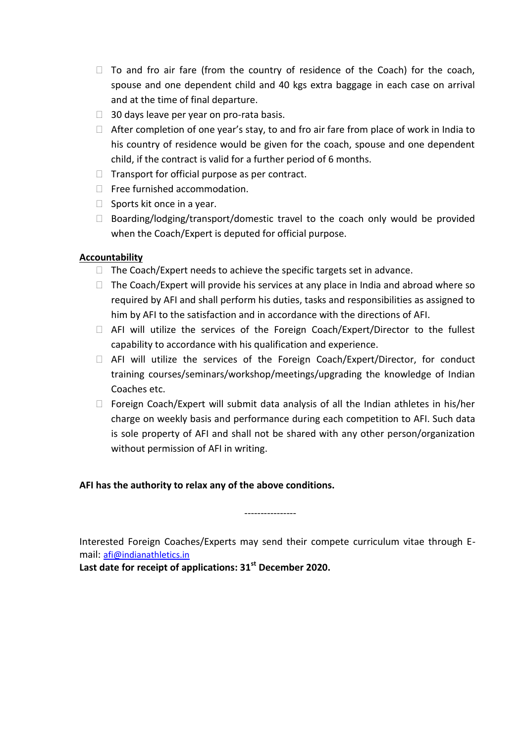- To and fro air fare (from the country of residence of the Coach) for the coach, spouse and one dependent child and 40 kgs extra baggage in each case on arrival and at the time of final departure.
- 30 days leave per year on pro-rata basis.
- After completion of one year's stay, to and fro air fare from place of work in India to his country of residence would be given for the coach, spouse and one dependent child, if the contract is valid for a further period of 6 months.
- Transport for official purpose as per contract.
- Free furnished accommodation.
- Sports kit once in a year.
- Boarding/lodging/transport/domestic travel to the coach only would be provided when the Coach/Expert is deputed for official purpose.

**<u>Accountability</u>**

- The Coach/Expert needs to achieve the specific targets set in advance.
- The Coach/Expert will provide his services at any place in India and abroad where so required by AFI and shall perform his duties, tasks and responsibilities as assigned to him by AFI to the satisfaction and in accordance with the directions of AFI.
- AFI will utilize the services of the Foreign Coach/Expert/Director to the fullest capability to accordance with his qualification and experience.
- AFI will utilize the services of the Foreign Coach/Expert/Director, for conduct training courses/seminars/workshop/meetings/upgrading the knowledge of Indian Coaches etc.
- Foreign Coach/Expert will submit data analysis of all the Indian athletes in his/her charge on weekly basis and performance during each competition to AFI. Such data is sole property of AFI and shall not be shared with any other person/organization without permission of AFI in writing.

**AFI has the authority to relax any of the above conditions.**

----------------

Interested Foreign Coaches/Experts may send their compete curriculum vitae through E-mail: afi@indianathletics.in

**Last date for receipt of applications: 31st December 2020.**